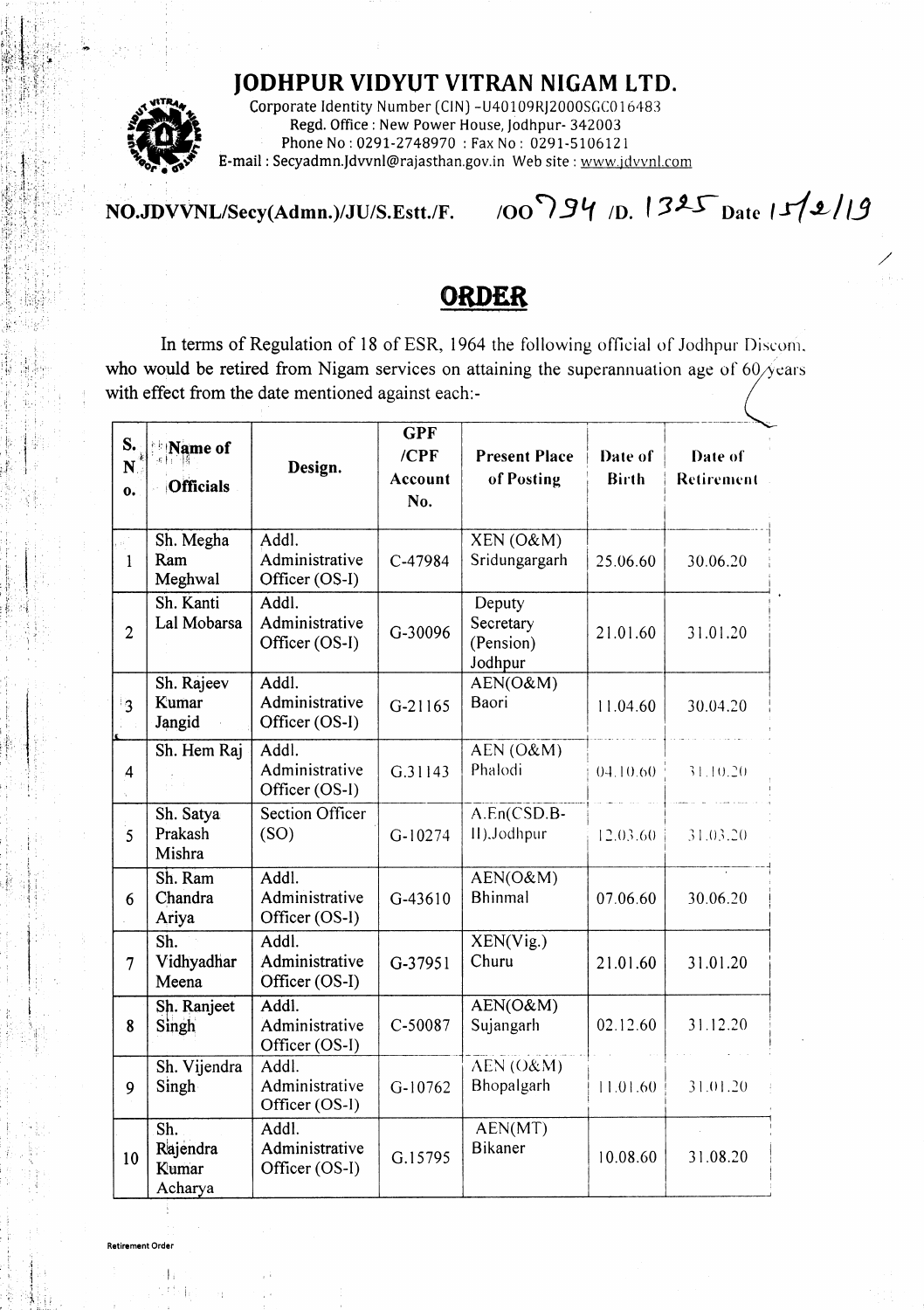# JODHPUR VIDYUT VITRAN NIGAM LTD.

Corporate Identity Number (CIN) -U40109RJ2000SGC016483
Regd. Office : New Power House, Jodhpur- 342003
Phone No : 0291-2748970 : Fax No : 0291-5106121
E-mail : Secyadmn.Jdvvnl@rajasthan.gov.in Web site : www.jdvvnl.com

**NO.JDVVNL/Secy(Admn.)/JU/S.Estt./F. /00794 /D. 1325 Date 15/2/19**

## ORDER

In terms of Regulation of 18 of ESR, 1964 the following official of Jodhpur Discom, who would be retired from Nigam services on attaining the superannuation age of 60 years with effect from the date mentioned against each:-

| S. No. | Name of Officials | Design. | GPF /CPF Account No. | Present Place of Posting | Date of Birth | Date of Retirement |
|---|---|---|---|---|---|---|
| 1 | Sh. Megha Ram Meghwal | Addl. Administrative Officer (OS-I) | C-47984 | XEN (O&M) Sridungargarh | 25.06.60 | 30.06.20 |
| 2 | Sh. Kanti Lal Mobarsa | Addl. Administrative Officer (OS-I) | G-30096 | Deputy Secretary (Pension) Jodhpur | 21.01.60 | 31.01.20 |
| 3 | Sh. Rajeev Kumar Jangid | Addl. Administrative Officer (OS-I) | G-21165 | AEN(O&M) Baori | 11.04.60 | 30.04.20 |
| 4 | Sh. Hem Raj | Addl. Administrative Officer (OS-I) | G.31143 | AEN (O&M) Phalodi | 04.10.60 | 31.10.20 |
| 5 | Sh. Satya Prakash Mishra | Section Officer (SO) | G-10274 | A.En(CSD.B-II).Jodhpur | 12.03.60 | 31.03.20 |
| 6 | Sh. Ram Chandra Ariya | Addl. Administrative Officer (OS-I) | G-43610 | AEN(O&M) Bhinmal | 07.06.60 | 30.06.20 |
| 7 | Sh. Vidhyadhar Meena | Addl. Administrative Officer (OS-I) | G-37951 | XEN(Vig.) Churu | 21.01.60 | 31.01.20 |
| 8 | Sh. Ranjeet Singh | Addl. Administrative Officer (OS-I) | C-50087 | AEN(O&M) Sujangarh | 02.12.60 | 31.12.20 |
| 9 | Sh. Vijendra Singh | Addl. Administrative Officer (OS-I) | G-10762 | AEN (O&M) Bhopalgarh | 11.01.60 | 31.01.20 |
| 10 | Sh. Rajendra Kumar Acharya | Addl. Administrative Officer (OS-I) | G.15795 | AEN(MT) Bikaner | 10.08.60 | 31.08.20 |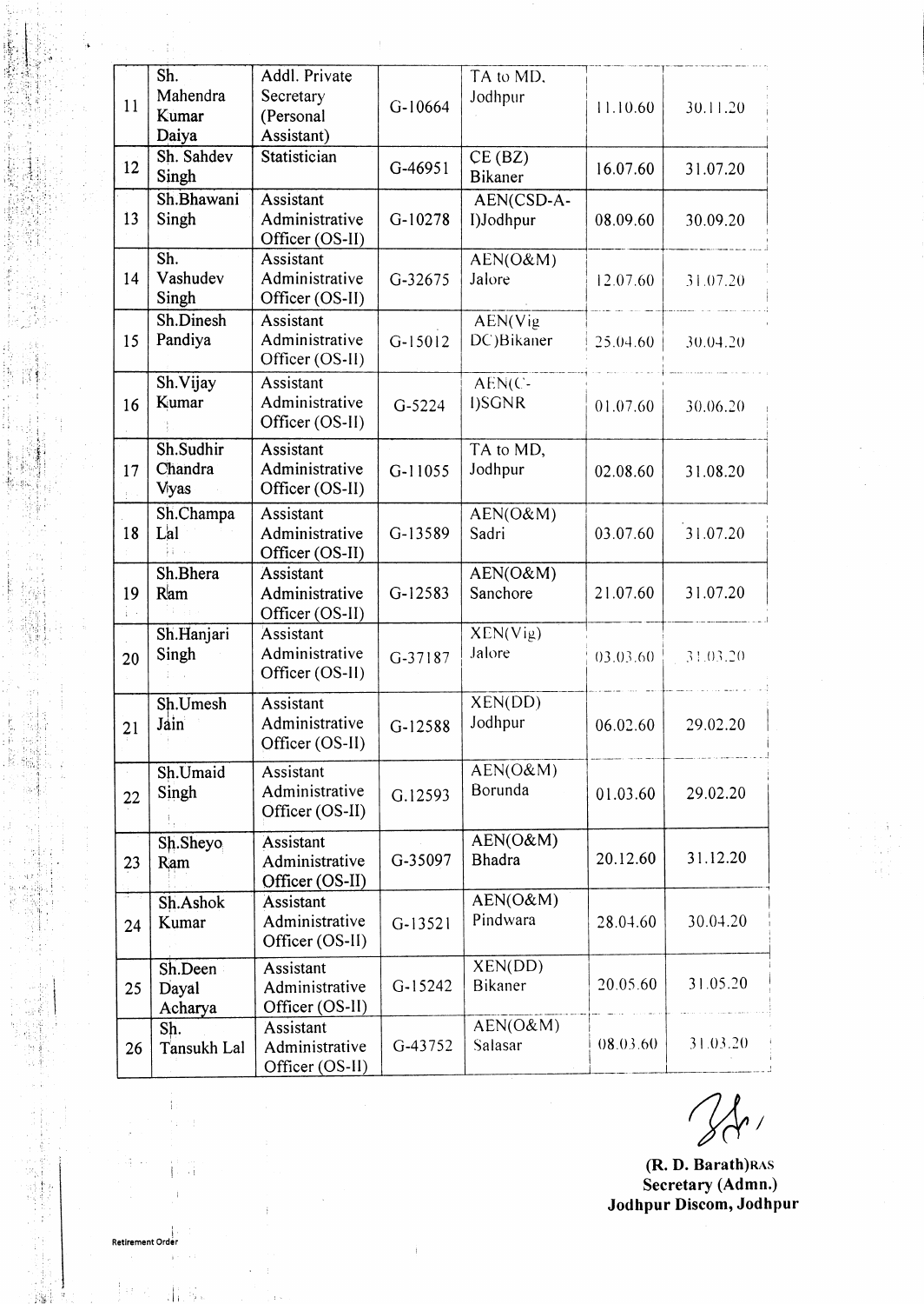| 11 | Sh. Mahendra Kumar Daiya | Addl. Private Secretary (Personal Assistant) | G-10664 | TA to MD, Jodhpur | 11.10.60 | 30.11.20 |
|---|---|---|---|---|---|---|
| 12 | Sh. Sahdev Singh | Statistician | G-46951 | CE (BZ) Bikaner | 16.07.60 | 31.07.20 |
| 13 | Sh.Bhawani Singh | Assistant Administrative Officer (OS-II) | G-10278 | AEN(CSD-A-I)Jodhpur | 08.09.60 | 30.09.20 |
| 14 | Sh. Vashudev Singh | Assistant Administrative Officer (OS-II) | G-32675 | AEN(O&M) Jalore | 12.07.60 | 31.07.20 |
| 15 | Sh.Dinesh Pandiya | Assistant Administrative Officer (OS-II) | G-15012 | AEN(Vig DC)Bikaner | 25.04.60 | 30.04.20 |
| 16 | Sh.Vijay Kumar | Assistant Administrative Officer (OS-II) | G-5224 | AEN(C-I)SGNR | 01.07.60 | 30.06.20 |
| 17 | Sh.Sudhir Chandra Vyas | Assistant Administrative Officer (OS-II) | G-11055 | TA to MD, Jodhpur | 02.08.60 | 31.08.20 |
| 18 | Sh.Champa Lal | Assistant Administrative Officer (OS-II) | G-13589 | AEN(O&M) Sadri | 03.07.60 | 31.07.20 |
| 19 | Sh.Bhera Ram | Assistant Administrative Officer (OS-II) | G-12583 | AEN(O&M) Sanchore | 21.07.60 | 31.07.20 |
| 20 | Sh.Hanjari Singh | Assistant Administrative Officer (OS-II) | G-37187 | XEN(Vig) Jalore | 03.03.60 | 31.03.20 |
| 21 | Sh.Umesh Jain | Assistant Administrative Officer (OS-II) | G-12588 | XEN(DD) Jodhpur | 06.02.60 | 29.02.20 |
| 22 | Sh.Umaid Singh | Assistant Administrative Officer (OS-II) | G.12593 | AEN(O&M) Borunda | 01.03.60 | 29.02.20 |
| 23 | Sh.Sheyo Ram | Assistant Administrative Officer (OS-II) | G-35097 | AEN(O&M) Bhadra | 20.12.60 | 31.12.20 |
| 24 | Sh.Ashok Kumar | Assistant Administrative Officer (OS-II) | G-13521 | AEN(O&M) Pindwara | 28.04.60 | 30.04.20 |
| 25 | Sh.Deen Dayal Acharya | Assistant Administrative Officer (OS-II) | G-15242 | XEN(DD) Bikaner | 20.05.60 | 31.05.20 |
| 26 | Sh. Tansukh Lal | Assistant Administrative Officer (OS-II) | G-43752 | AEN(O&M) Salasar | 08.03.60 | 31.03.20 |

**(R. D. Barath)RAS**
**Secretary (Admn.)**
**Jodhpur Discom, Jodhpur**

Retirement Order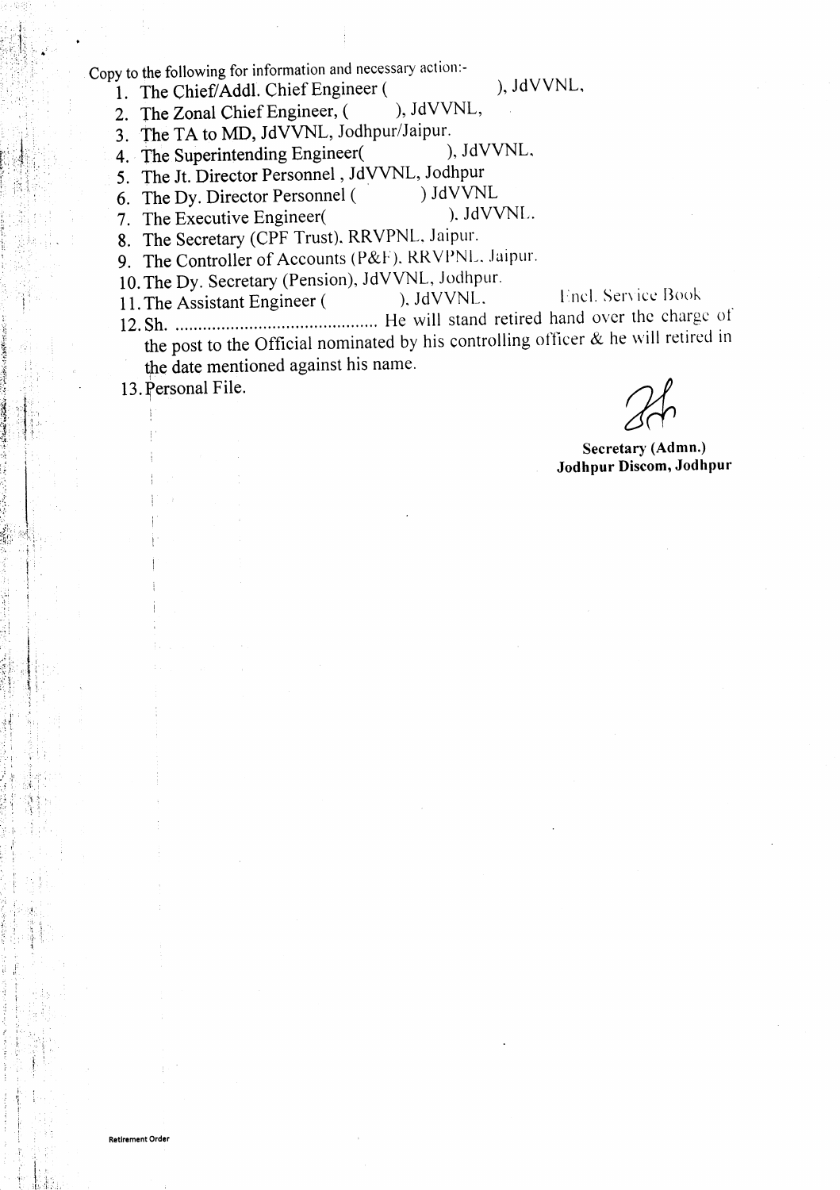Copy to the following for information and necessary action:-

1. The Chief/Addl. Chief Engineer (                    ), JdVVNL,
2. The Zonal Chief Engineer, (          ), JdVVNL,
3. The TA to MD, JdVVNL, Jodhpur/Jaipur.
4. The Superintending Engineer(                    ), JdVVNL,
5. The Jt. Director Personnel , JdVVNL, Jodhpur
6. The Dy. Director Personnel (              ) JdVVNL
7. The Executive Engineer(                    ). JdVVNL.
8. The Secretary (CPF Trust). RRVPNL. Jaipur.
9. The Controller of Accounts (P&F). RRVPNL. Jaipur.
10. The Dy. Secretary (Pension), JdVVNL, Jodhpur.
11. The Assistant Engineer (              ), JdVVNL.          Encl. Service Book
12. Sh. ............................................ He will stand retired hand over the charge of the post to the Official nominated by his controlling officer & he will retired in the date mentioned against his name.
13. Personal File.

Secretary (Admn.)
Jodhpur Discom, Jodhpur

Retirement Order